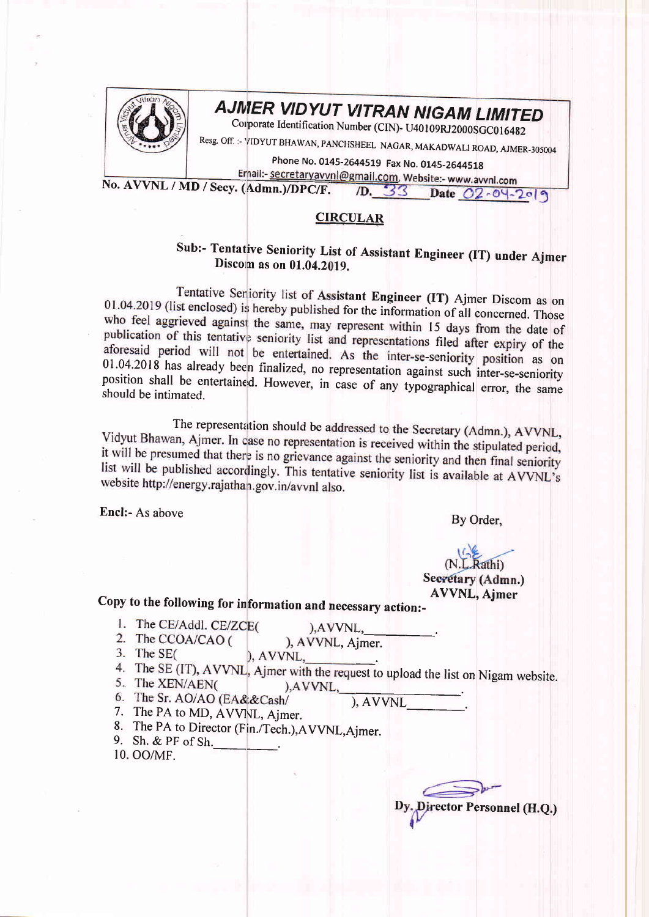# AJMER VIDYUT VITRAN NIGAM LIMITED

Corporate Identification Number (CIN)- U40109RJ2000SGC016482

Resg. Off. :- VIDYUT BHAWAN, PANCHSHEEL NAGAR, MAKADWALI ROAD, AJMER-305004

Phone No. 0145-2644519 Fax No. 0145-2644518

Email:- secretaryavvnl@gmail.com, Website:- www.avvnl.com

No. AVVNL / MD / Secy. (Admn.)/DPC/F. /D. 33 Date 02-04-2019

## CIRCULAR

### Sub:- Tentative Seniority List of Assistant Engineer (IT) under Ajmer Discom as on 01.04.2019.

Tentative Seniority list of **Assistant Engineer (IT)** Ajmer Discom as on 01.04.2019 (list enclosed) is hereby published for the information of all concerned. Those who feel aggrieved against the same, may represent within 15 days from the date of publication of this tentative seniority list and representations filed after expiry of the aforesaid period will not be entertained. As the inter-se-seniority position as on 01.04.2018 has already been finalized, no representation against such inter-se-seniority position shall be entertained. However, in case of any typographical error, the same should be intimated.

The representation should be addressed to the Secretary (Admn.), AVVNL, Vidyut Bhawan, Ajmer. In case no representation is received within the stipulated period, it will be presumed that there is no grievance against the seniority and then final seniority list will be published accordingly. This tentative seniority list is available at AVVNL's website http://energy.rajathan.gov.in/avvnl also.

**Encl:-** As above

By Order,

(N.L.Rathi)
**Secretary (Admn.)**
**AVVNL, Ajmer**

**Copy to the following for information and necessary action:-**

1. The CE/Addl. CE/ZCE( ),AVVNL,\_\_\_\_\_\_\_\_\_\_.
2. The CCOA/CAO ( ), AVVNL, Ajmer.
3. The SE( ), AVVNL,\_\_\_\_\_\_\_\_\_\_.
4. The SE (IT), AVVNL, Ajmer with the request to upload the list on Nigam website.
5. The XEN/AEN( ),AVVNL,\_\_\_\_\_\_\_\_\_\_.
6. The Sr. AO/AO (EA&&Cash/ ), AVVNL\_\_\_\_\_\_\_\_\_\_.
7. The PA to MD, AVVNL, Ajmer.
8. The PA to Director (Fin./Tech.),AVVNL,Ajmer.
9. Sh. & PF of Sh.\_\_\_\_\_\_\_\_\_\_.
10. OO/MF.

**Dy. Director Personnel (H.Q.)**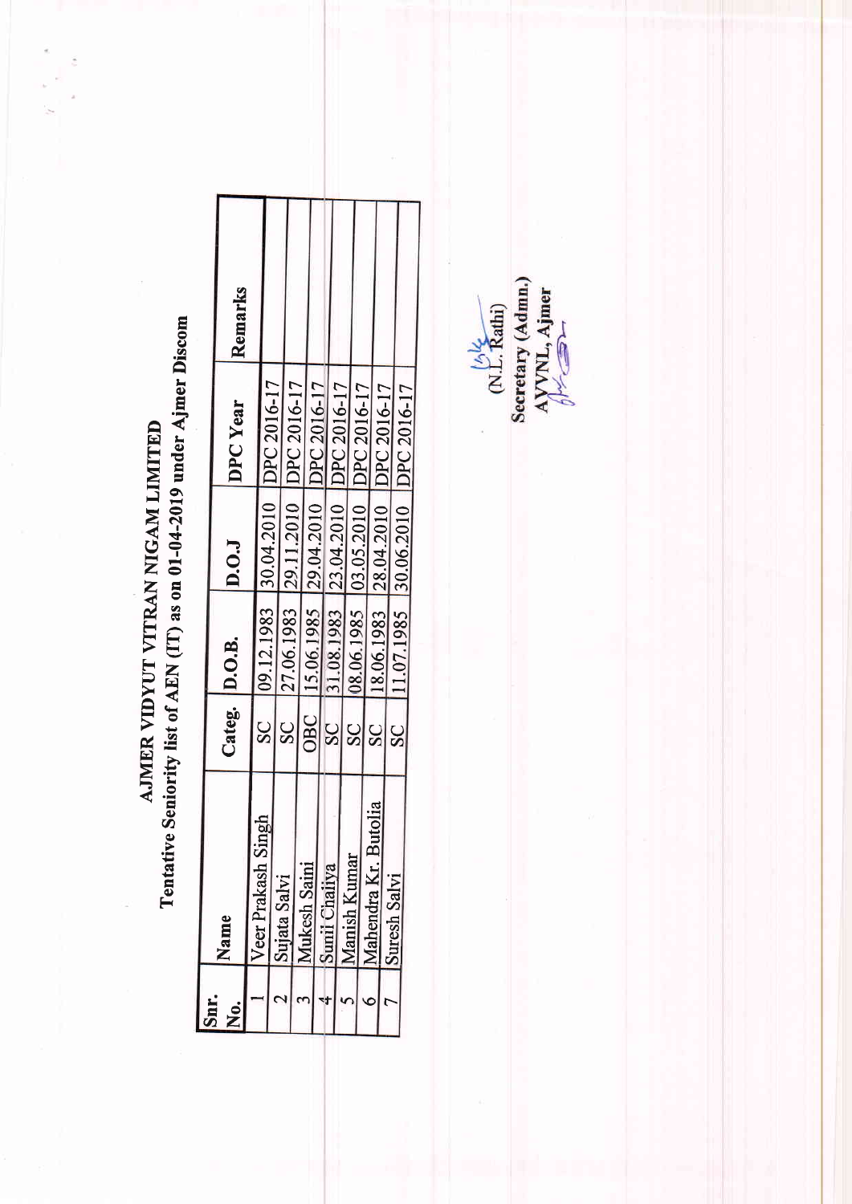**AJMER VIDYUT VITRAN NIGAM LIMITED**

**Tentative Seniority list of AEN (IT) as on 01-04-2019 under Ajmer Discom**

| Snr. No. | Name | Categ. | D.O.B. | D.O.J | DPC Year | Remarks |
|---|---|---|---|---|---|---|
| 1 | Veer Prakash Singh | SC | 09.12.1983 | 30.04.2010 | DPC 2016-17 | |
| 2 | Sujata Salvi | SC | 27.06.1983 | 29.11.2010 | DPC 2016-17 | |
| 3 | Mukesh Saini | OBC | 15.06.1985 | 29.04.2010 | DPC 2016-17 | |
| 4 | Sunil Chaliya | SC | 31.08.1983 | 23.04.2010 | DPC 2016-17 | |
| 5 | Manish Kumar | SC | 08.06.1985 | 03.05.2010 | DPC 2016-17 | |
| 6 | Mahendra Kr. Butolia | SC | 18.06.1983 | 28.04.2010 | DPC 2016-17 | |
| 7 | Suresh Salvi | SC | 11.07.1985 | 30.06.2010 | DPC 2016-17 | |

(N.L. Rathi)
**Secretary (Admn.)**
**AVVNL, Ajmer**